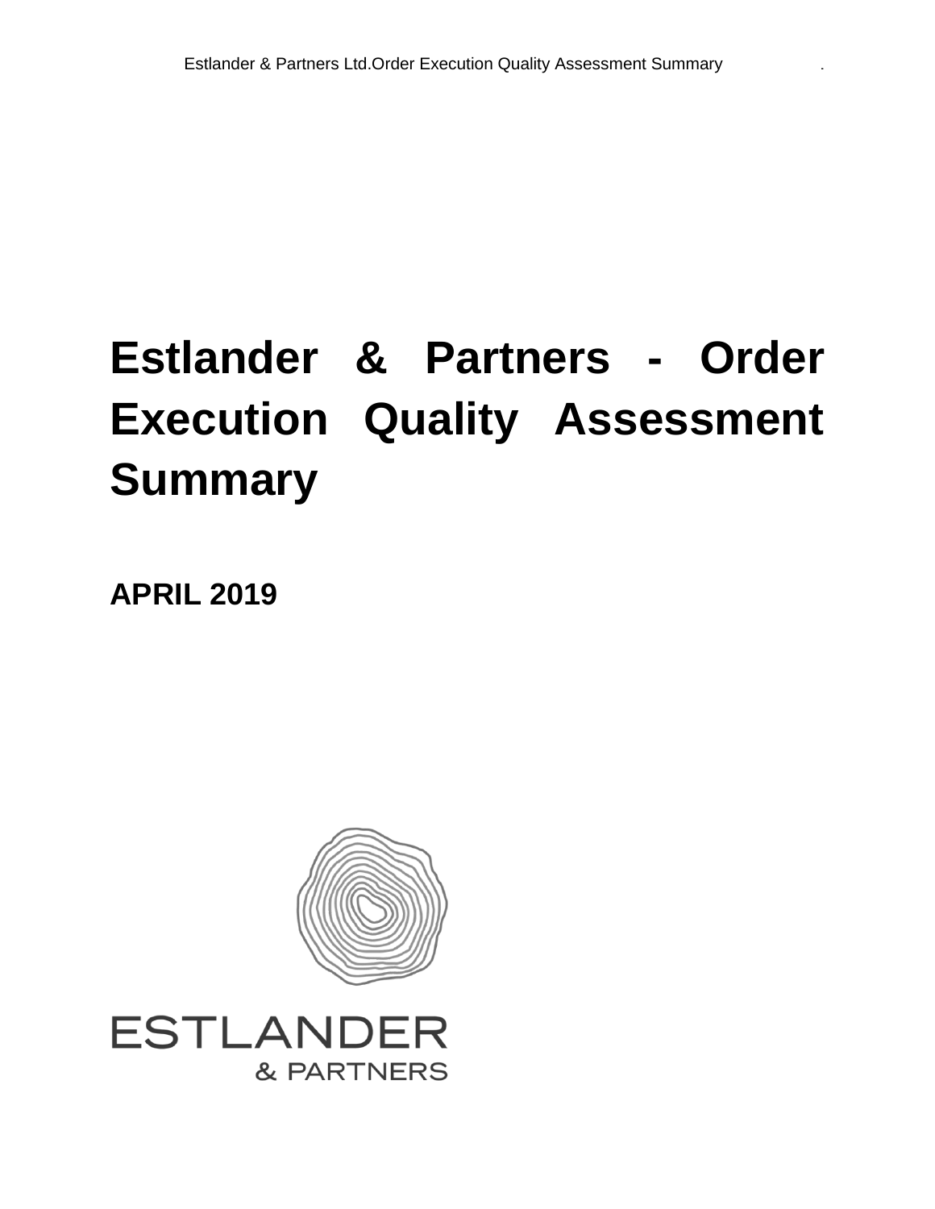# Estlander & Partners - Order Execution Quality Assessment Summary

**APRIL 2019**

ESTLANDER
& PARTNERS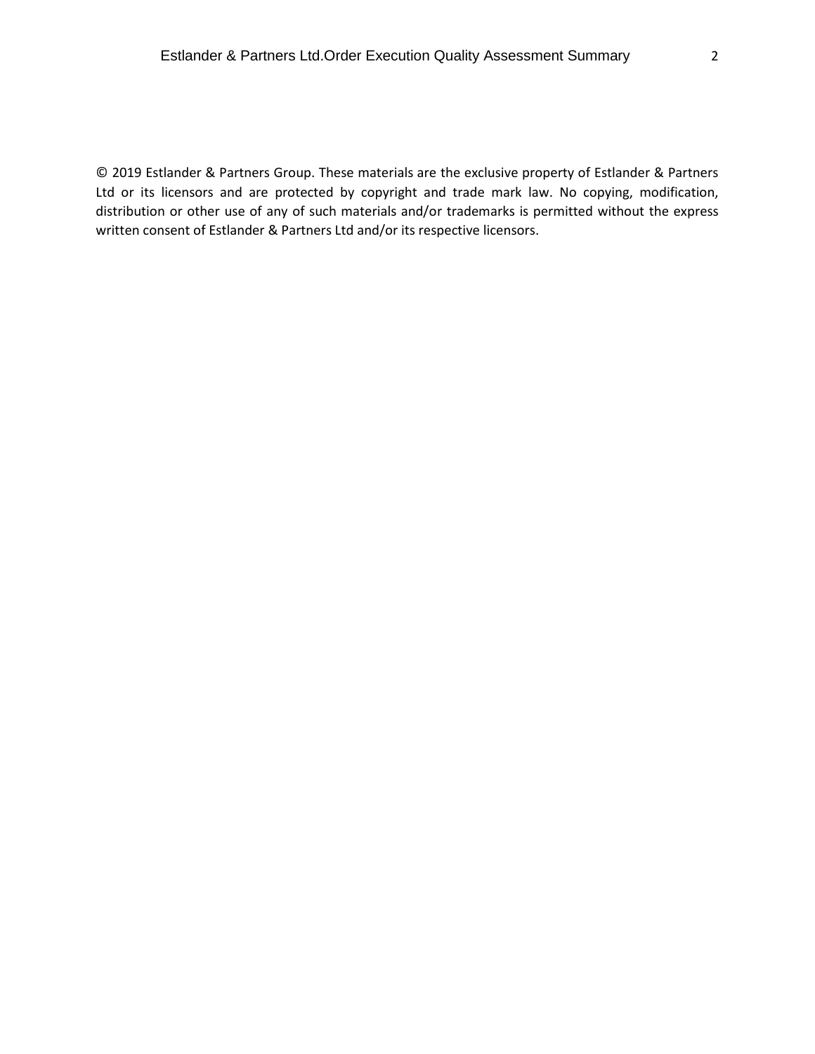© 2019 Estlander & Partners Group. These materials are the exclusive property of Estlander & Partners Ltd or its licensors and are protected by copyright and trade mark law. No copying, modification, distribution or other use of any of such materials and/or trademarks is permitted without the express written consent of Estlander & Partners Ltd and/or its respective licensors.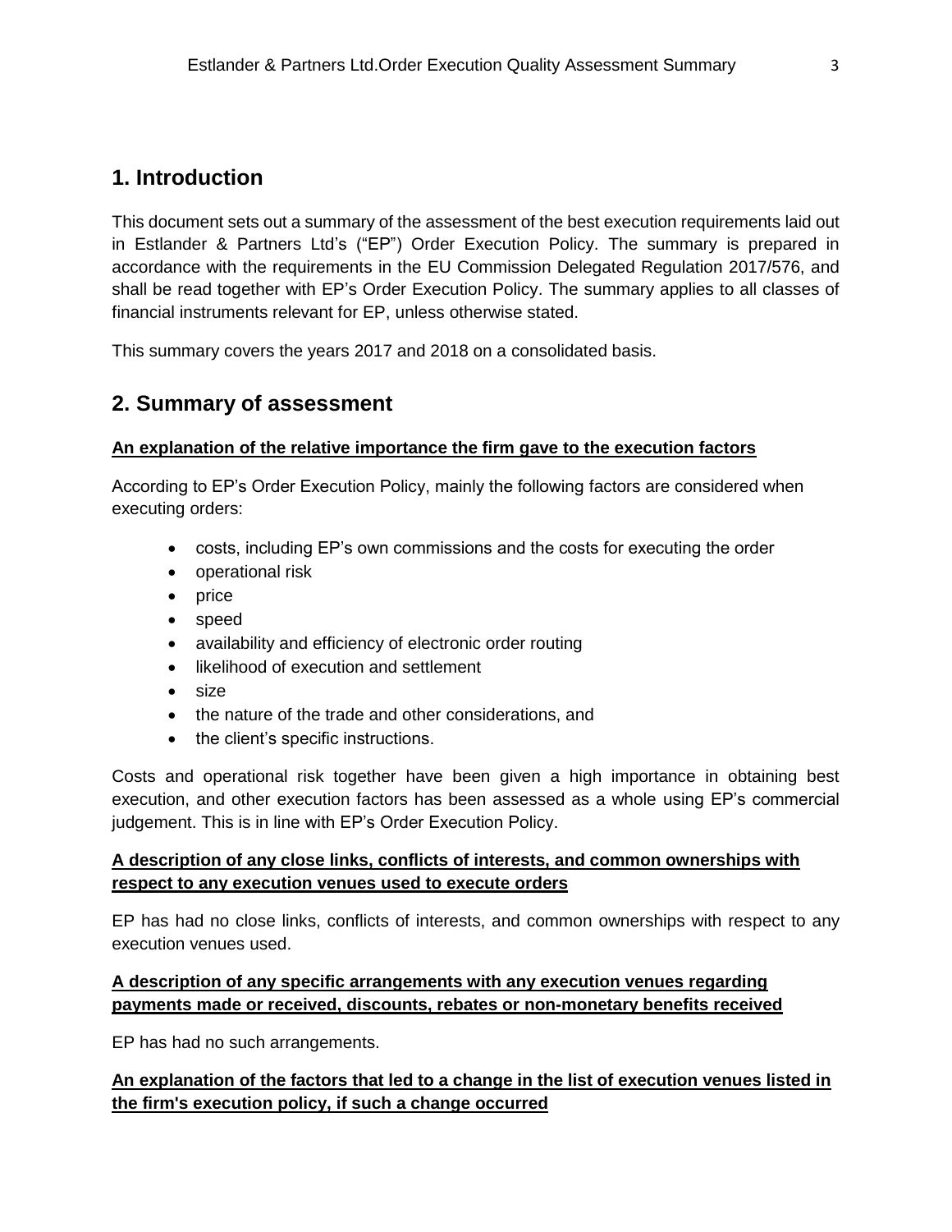## 1. Introduction

This document sets out a summary of the assessment of the best execution requirements laid out in Estlander & Partners Ltd's ("EP") Order Execution Policy. The summary is prepared in accordance with the requirements in the EU Commission Delegated Regulation 2017/576, and shall be read together with EP's Order Execution Policy. The summary applies to all classes of financial instruments relevant for EP, unless otherwise stated.

This summary covers the years 2017 and 2018 on a consolidated basis.

## 2. Summary of assessment

**An explanation of the relative importance the firm gave to the execution factors**

According to EP's Order Execution Policy, mainly the following factors are considered when executing orders:

- costs, including EP's own commissions and the costs for executing the order
- operational risk
- price
- speed
- availability and efficiency of electronic order routing
- likelihood of execution and settlement
- size
- the nature of the trade and other considerations, and
- the client's specific instructions.

Costs and operational risk together have been given a high importance in obtaining best execution, and other execution factors has been assessed as a whole using EP's commercial judgement. This is in line with EP's Order Execution Policy.

**A description of any close links, conflicts of interests, and common ownerships with respect to any execution venues used to execute orders**

EP has had no close links, conflicts of interests, and common ownerships with respect to any execution venues used.

**A description of any specific arrangements with any execution venues regarding payments made or received, discounts, rebates or non-monetary benefits received**

EP has had no such arrangements.

**An explanation of the factors that led to a change in the list of execution venues listed in the firm's execution policy, if such a change occurred**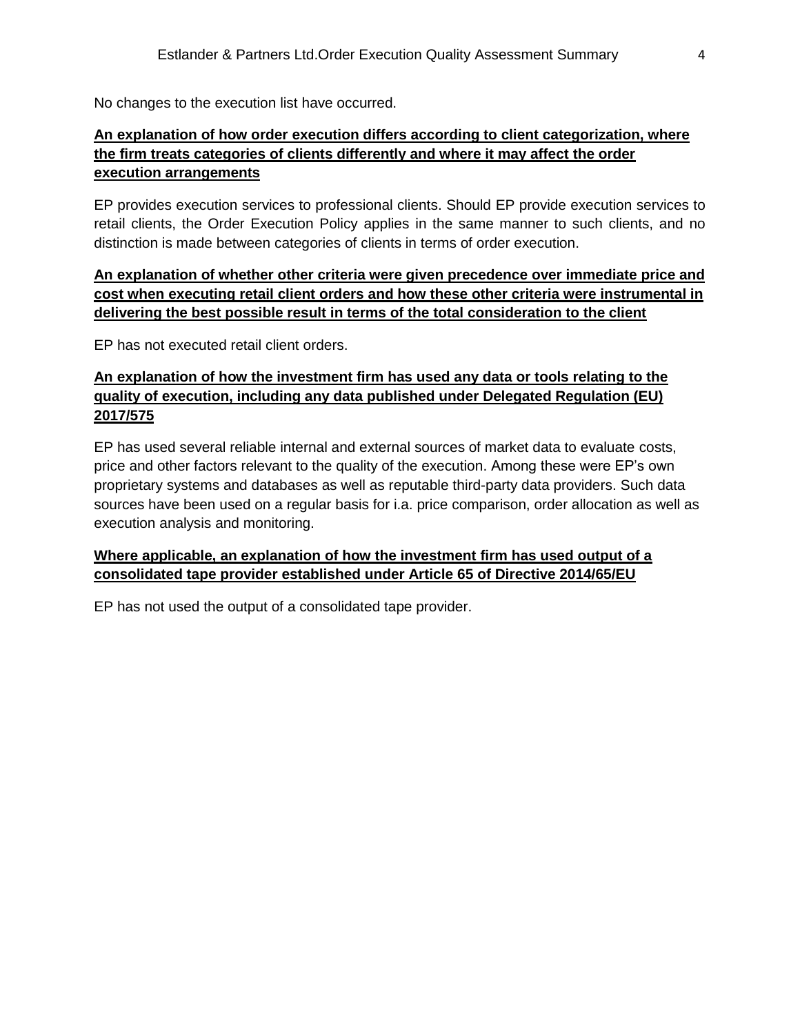No changes to the execution list have occurred.

**An explanation of how order execution differs according to client categorization, where the firm treats categories of clients differently and where it may affect the order execution arrangements**

EP provides execution services to professional clients. Should EP provide execution services to retail clients, the Order Execution Policy applies in the same manner to such clients, and no distinction is made between categories of clients in terms of order execution.

**An explanation of whether other criteria were given precedence over immediate price and cost when executing retail client orders and how these other criteria were instrumental in delivering the best possible result in terms of the total consideration to the client**

EP has not executed retail client orders.

**An explanation of how the investment firm has used any data or tools relating to the quality of execution, including any data published under Delegated Regulation (EU) 2017/575**

EP has used several reliable internal and external sources of market data to evaluate costs, price and other factors relevant to the quality of the execution. Among these were EP's own proprietary systems and databases as well as reputable third-party data providers. Such data sources have been used on a regular basis for i.a. price comparison, order allocation as well as execution analysis and monitoring.

**Where applicable, an explanation of how the investment firm has used output of a consolidated tape provider established under Article 65 of Directive 2014/65/EU**

EP has not used the output of a consolidated tape provider.